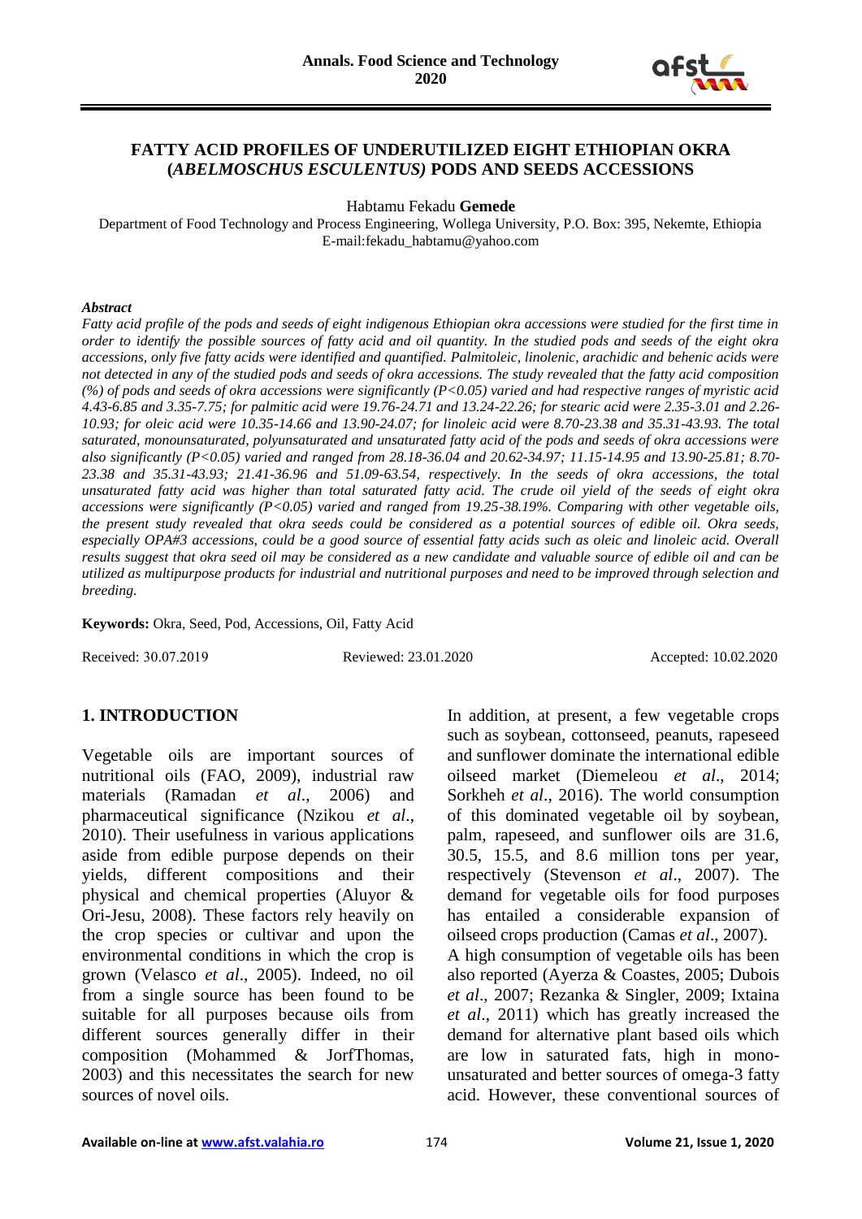# FATTY ACID PROFILES OF UNDERUTILIZED EIGHT ETHIOPIAN OKRA (*ABELMOSCHUS ESCULENTUS)* PODS AND SEEDS ACCESSIONS

Habtamu Fekadu **Gemede**

Department of Food Technology and Process Engineering, Wollega University, P.O. Box: 395, Nekemte, Ethiopia
E-mail:fekadu_habtamu@yahoo.com

### *Abstract*

*Fatty acid profile of the pods and seeds of eight indigenous Ethiopian okra accessions were studied for the first time in order to identify the possible sources of fatty acid and oil quantity. In the studied pods and seeds of the eight okra accessions, only five fatty acids were identified and quantified. Palmitoleic, linolenic, arachidic and behenic acids were not detected in any of the studied pods and seeds of okra accessions. The study revealed that the fatty acid composition (%) of pods and seeds of okra accessions were significantly (P<0.05) varied and had respective ranges of myristic acid 4.43-6.85 and 3.35-7.75; for palmitic acid were 19.76-24.71 and 13.24-22.26; for stearic acid were 2.35-3.01 and 2.26-10.93; for oleic acid were 10.35-14.66 and 13.90-24.07; for linoleic acid were 8.70-23.38 and 35.31-43.93. The total saturated, monounsaturated, polyunsaturated and unsaturated fatty acid of the pods and seeds of okra accessions were also significantly (P<0.05) varied and ranged from 28.18-36.04 and 20.62-34.97; 11.15-14.95 and 13.90-25.81; 8.70-23.38 and 35.31-43.93; 21.41-36.96 and 51.09-63.54, respectively. In the seeds of okra accessions, the total unsaturated fatty acid was higher than total saturated fatty acid. The crude oil yield of the seeds of eight okra accessions were significantly (P<0.05) varied and ranged from 19.25-38.19%. Comparing with other vegetable oils, the present study revealed that okra seeds could be considered as a potential sources of edible oil. Okra seeds, especially OPA#3 accessions, could be a good source of essential fatty acids such as oleic and linoleic acid. Overall results suggest that okra seed oil may be considered as a new candidate and valuable source of edible oil and can be utilized as multipurpose products for industrial and nutritional purposes and need to be improved through selection and breeding.*

**Keywords:** Okra, Seed, Pod, Accessions, Oil, Fatty Acid

Received: 30.07.2019 Reviewed: 23.01.2020 Accepted: 10.02.2020

## 1. INTRODUCTION

Vegetable oils are important sources of nutritional oils (FAO, 2009), industrial raw materials (Ramadan *et al*., 2006) and pharmaceutical significance (Nzikou *et al*., 2010). Their usefulness in various applications aside from edible purpose depends on their yields, different compositions and their physical and chemical properties (Aluyor & Ori-Jesu, 2008). These factors rely heavily on the crop species or cultivar and upon the environmental conditions in which the crop is grown (Velasco *et al*., 2005). Indeed, no oil from a single source has been found to be suitable for all purposes because oils from different sources generally differ in their composition (Mohammed & JorfThomas, 2003) and this necessitates the search for new sources of novel oils.

In addition, at present, a few vegetable crops such as soybean, cottonseed, peanuts, rapeseed and sunflower dominate the international edible oilseed market (Diemeleou *et al*., 2014; Sorkheh *et al*., 2016). The world consumption of this dominated vegetable oil by soybean, palm, rapeseed, and sunflower oils are 31.6, 30.5, 15.5, and 8.6 million tons per year, respectively (Stevenson *et al*., 2007). The demand for vegetable oils for food purposes has entailed a considerable expansion of oilseed crops production (Camas *et al*., 2007).

A high consumption of vegetable oils has been also reported (Ayerza & Coastes, 2005; Dubois *et al*., 2007; Rezanka & Singler, 2009; Ixtaina *et al*., 2011) which has greatly increased the demand for alternative plant based oils which are low in saturated fats, high in mono-unsaturated and better sources of omega-3 fatty acid. However, these conventional sources of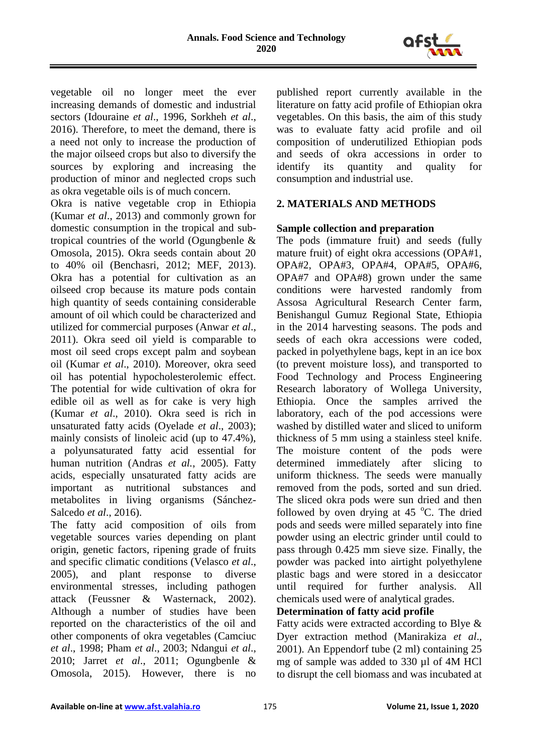vegetable oil no longer meet the ever increasing demands of domestic and industrial sectors (Idouraine *et al*., 1996, Sorkheh *et al*., 2016). Therefore, to meet the demand, there is a need not only to increase the production of the major oilseed crops but also to diversify the sources by exploring and increasing the production of minor and neglected crops such as okra vegetable oils is of much concern.

Okra is native vegetable crop in Ethiopia (Kumar *et al*., 2013) and commonly grown for domestic consumption in the tropical and sub-tropical countries of the world (Ogungbenle & Omosola, 2015). Okra seeds contain about 20 to 40% oil (Benchasri, 2012; MEF, 2013). Okra has a potential for cultivation as an oilseed crop because its mature pods contain high quantity of seeds containing considerable amount of oil which could be characterized and utilized for commercial purposes (Anwar *et al*., 2011). Okra seed oil yield is comparable to most oil seed crops except palm and soybean oil (Kumar *et al*., 2010). Moreover, okra seed oil has potential hypocholesterolemic effect. The potential for wide cultivation of okra for edible oil as well as for cake is very high (Kumar *et al*., 2010). Okra seed is rich in unsaturated fatty acids (Oyelade *et al*., 2003); mainly consists of linoleic acid (up to 47.4%), a polyunsaturated fatty acid essential for human nutrition (Andras *et al.*, 2005). Fatty acids, especially unsaturated fatty acids are important as nutritional substances and metabolites in living organisms (Sánchez-Salcedo *et al*., 2016).

The fatty acid composition of oils from vegetable sources varies depending on plant origin, genetic factors, ripening grade of fruits and specific climatic conditions (Velasco *et al*., 2005), and plant response to diverse environmental stresses, including pathogen attack (Feussner & Wasternack, 2002). Although a number of studies have been reported on the characteristics of the oil and other components of okra vegetables (Camciuc *et al*., 1998; Pham *et al*., 2003; Ndangui *et al*., 2010; Jarret *et al*., 2011; Ogungbenle & Omosola, 2015). However, there is no published report currently available in the literature on fatty acid profile of Ethiopian okra vegetables. On this basis, the aim of this study was to evaluate fatty acid profile and oil composition of underutilized Ethiopian pods and seeds of okra accessions in order to identify its quantity and quality for consumption and industrial use.

## 2. MATERIALS AND METHODS

**Sample collection and preparation**

The pods (immature fruit) and seeds (fully mature fruit) of eight okra accessions (OPA#1, OPA#2, OPA#3, OPA#4, OPA#5, OPA#6, OPA#7 and OPA#8) grown under the same conditions were harvested randomly from Assosa Agricultural Research Center farm, Benishangul Gumuz Regional State, Ethiopia in the 2014 harvesting seasons. The pods and seeds of each okra accessions were coded, packed in polyethylene bags, kept in an ice box (to prevent moisture loss), and transported to Food Technology and Process Engineering Research laboratory of Wollega University, Ethiopia. Once the samples arrived the laboratory, each of the pod accessions were washed by distilled water and sliced to uniform thickness of 5 mm using a stainless steel knife. The moisture content of the pods were determined immediately after slicing to uniform thickness. The seeds were manually removed from the pods, sorted and sun dried. The sliced okra pods were sun dried and then followed by oven drying at 45 $^{o}$C. The dried pods and seeds were milled separately into fine powder using an electric grinder until could to pass through 0.425 mm sieve size. Finally, the powder was packed into airtight polyethylene plastic bags and were stored in a desiccator until required for further analysis. All chemicals used were of analytical grades.

**Determination of fatty acid profile**

Fatty acids were extracted according to Blye & Dyer extraction method (Manirakiza *et al*., 2001). An Eppendorf tube (2 ml) containing 25 mg of sample was added to 330 µl of 4M HCl to disrupt the cell biomass and was incubated at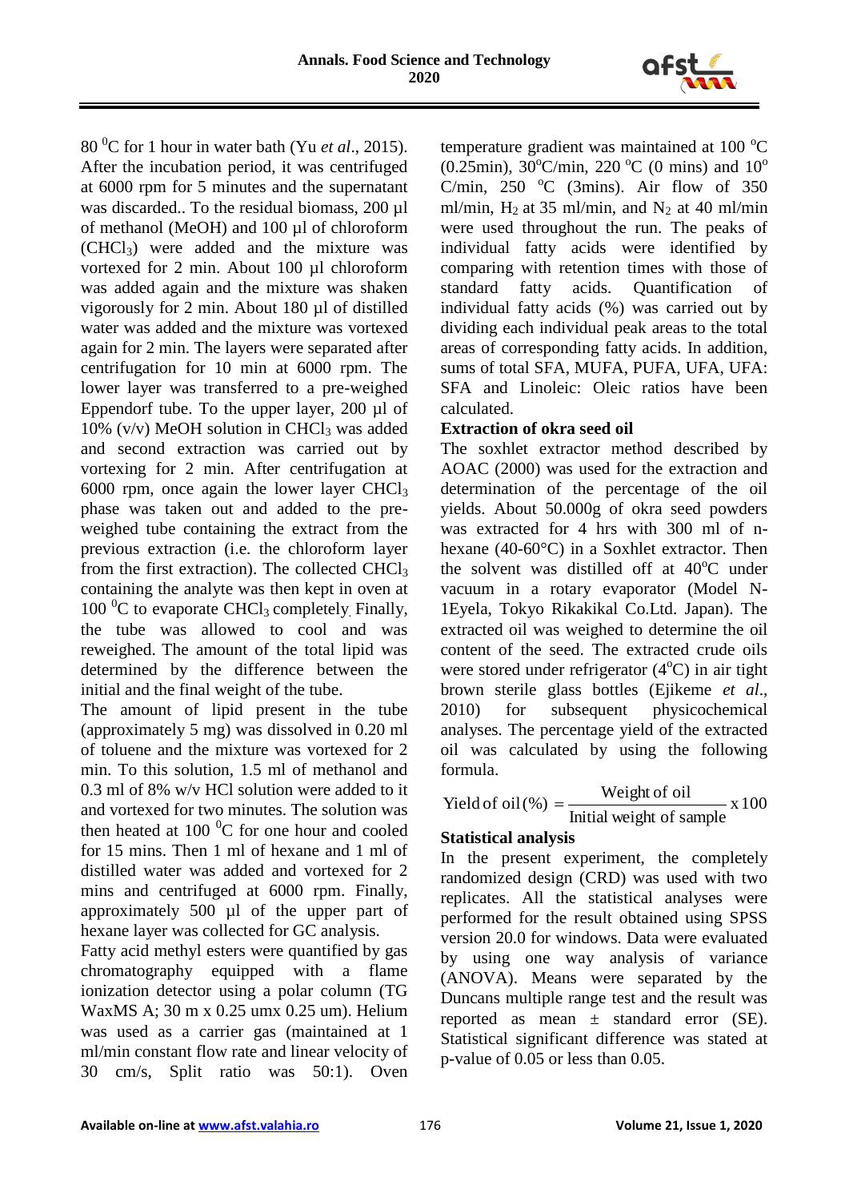80 $^0$C for 1 hour in water bath (Yu *et al*., 2015). After the incubation period, it was centrifuged at 6000 rpm for 5 minutes and the supernatant was discarded.. To the residual biomass, 200 µl of methanol (MeOH) and 100 µl of chloroform ($CHCl_3$) were added and the mixture was vortexed for 2 min. About 100 µl chloroform was added again and the mixture was shaken vigorously for 2 min. About 180 µl of distilled water was added and the mixture was vortexed again for 2 min. The layers were separated after centrifugation for 10 min at 6000 rpm. The lower layer was transferred to a pre-weighed Eppendorf tube. To the upper layer, 200 µl of 10% (v/v) MeOH solution in $CHCl_3$ was added and second extraction was carried out by vortexing for 2 min. After centrifugation at 6000 rpm, once again the lower layer $CHCl_3$ phase was taken out and added to the pre-weighed tube containing the extract from the previous extraction (i.e. the chloroform layer from the first extraction). The collected $CHCl_3$ containing the analyte was then kept in oven at 100 $^0$C to evaporate $CHCl_3$ completely. Finally, the tube was allowed to cool and was reweighed. The amount of the total lipid was determined by the difference between the initial and the final weight of the tube.

The amount of lipid present in the tube (approximately 5 mg) was dissolved in 0.20 ml of toluene and the mixture was vortexed for 2 min. To this solution, 1.5 ml of methanol and 0.3 ml of 8% w/v HCl solution were added to it and vortexed for two minutes. The solution was then heated at 100 $^0$C for one hour and cooled for 15 mins. Then 1 ml of hexane and 1 ml of distilled water was added and vortexed for 2 mins and centrifuged at 6000 rpm. Finally, approximately 500 µl of the upper part of hexane layer was collected for GC analysis.

Fatty acid methyl esters were quantified by gas chromatography equipped with a flame ionization detector using a polar column (TG WaxMS A; 30 m x 0.25 umx 0.25 um). Helium was used as a carrier gas (maintained at 1 ml/min constant flow rate and linear velocity of 30 cm/s, Split ratio was 50:1). Oven temperature gradient was maintained at 100 $^o$C (0.25min), 30$^o$C/min, 220 $^o$C (0 mins) and 10$^o$ C/min, 250 $^o$C (3mins). Air flow of 350 ml/min, $H_2$ at 35 ml/min, and $N_2$ at 40 ml/min were used throughout the run. The peaks of individual fatty acids were identified by comparing with retention times with those of standard fatty acids. Quantification of individual fatty acids (%) was carried out by dividing each individual peak areas to the total areas of corresponding fatty acids. In addition, sums of total SFA, MUFA, PUFA, UFA, UFA: SFA and Linoleic: Oleic ratios have been calculated.

**Extraction of okra seed oil**

The soxhlet extractor method described by AOAC (2000) was used for the extraction and determination of the percentage of the oil yields. About 50.000g of okra seed powders was extracted for 4 hrs with 300 ml of n-hexane (40-60°C) in a Soxhlet extractor. Then the solvent was distilled off at 40$^o$C under vacuum in a rotary evaporator (Model N-1Eyela, Tokyo Rikakikal Co.Ltd. Japan). The extracted oil was weighed to determine the oil content of the seed. The extracted crude oils were stored under refrigerator (4$^o$C) in air tight brown sterile glass bottles (Ejikeme *et al*., 2010) for subsequent physicochemical analyses. The percentage yield of the extracted oil was calculated by using the following formula.

$$\text{Yield of oil} (\%) = \frac{\text{Weight of oil}}{\text{Initial weight of sample}} \times 100$$

**Statistical analysis**

In the present experiment, the completely randomized design (CRD) was used with two replicates. All the statistical analyses were performed for the result obtained using SPSS version 20.0 for windows. Data were evaluated by using one way analysis of variance (ANOVA). Means were separated by the Duncans multiple range test and the result was reported as mean ± standard error (SE). Statistical significant difference was stated at p-value of 0.05 or less than 0.05.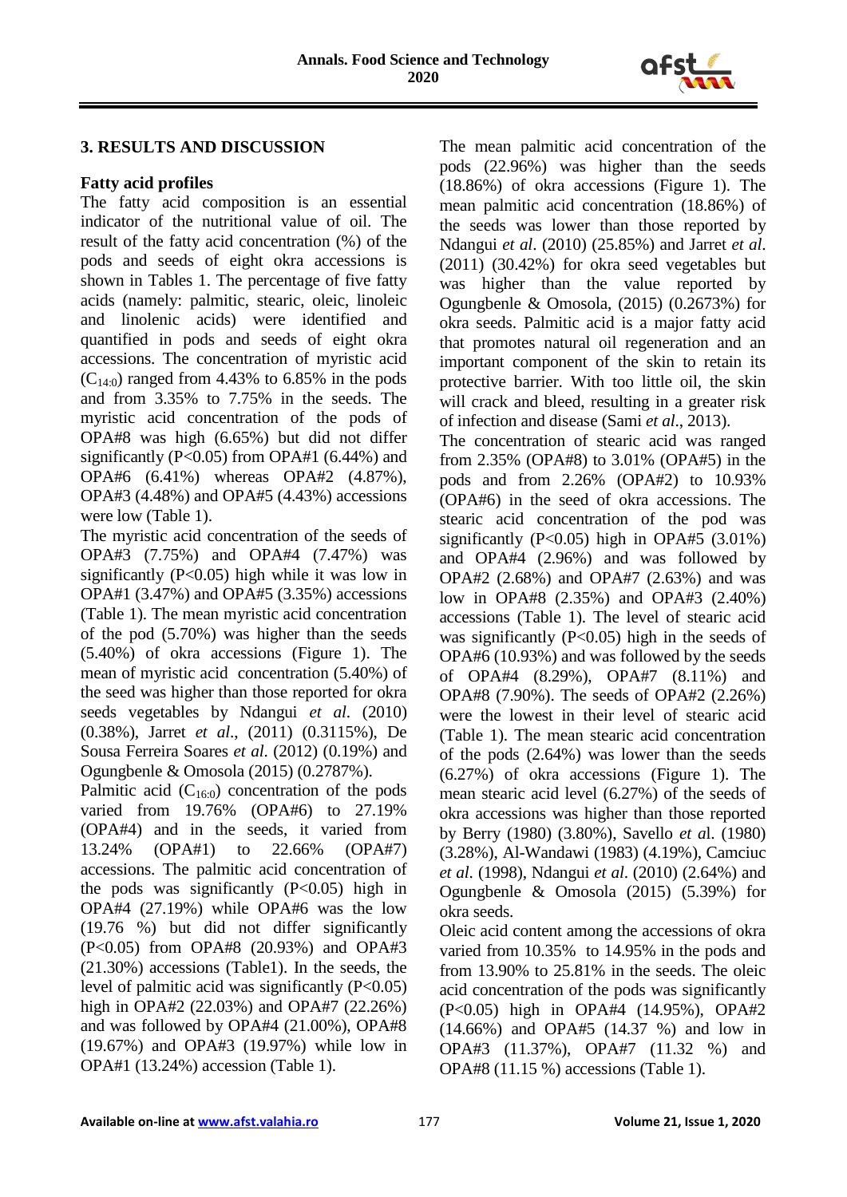## 3. RESULTS AND DISCUSSION

### Fatty acid profiles

The fatty acid composition is an essential indicator of the nutritional value of oil. The result of the fatty acid concentration (%) of the pods and seeds of eight okra accessions is shown in Tables 1. The percentage of five fatty acids (namely: palmitic, stearic, oleic, linoleic and linolenic acids) were identified and quantified in pods and seeds of eight okra accessions. The concentration of myristic acid ($C_{14:0}$) ranged from 4.43% to 6.85% in the pods and from 3.35% to 7.75% in the seeds. The myristic acid concentration of the pods of OPA#8 was high (6.65%) but did not differ significantly (P<0.05) from OPA#1 (6.44%) and OPA#6 (6.41%) whereas OPA#2 (4.87%), OPA#3 (4.48%) and OPA#5 (4.43%) accessions were low (Table 1).

The myristic acid concentration of the seeds of OPA#3 (7.75%) and OPA#4 (7.47%) was significantly (P<0.05) high while it was low in OPA#1 (3.47%) and OPA#5 (3.35%) accessions (Table 1). The mean myristic acid concentration of the pod (5.70%) was higher than the seeds (5.40%) of okra accessions (Figure 1). The mean of myristic acid concentration (5.40%) of the seed was higher than those reported for okra seeds vegetables by Ndangui *et al*. (2010) (0.38%), Jarret *et al*., (2011) (0.3115%), De Sousa Ferreira Soares *et al*. (2012) (0.19%) and Ogungbenle & Omosola (2015) (0.2787%).

Palmitic acid ($C_{16:0}$) concentration of the pods varied from 19.76% (OPA#6) to 27.19% (OPA#4) and in the seeds, it varied from 13.24% (OPA#1) to 22.66% (OPA#7) accessions. The palmitic acid concentration of the pods was significantly (P<0.05) high in OPA#4 (27.19%) while OPA#6 was the low (19.76 %) but did not differ significantly (P<0.05) from OPA#8 (20.93%) and OPA#3 (21.30%) accessions (Table1). In the seeds, the level of palmitic acid was significantly (P<0.05) high in OPA#2 (22.03%) and OPA#7 (22.26%) and was followed by OPA#4 (21.00%), OPA#8 (19.67%) and OPA#3 (19.97%) while low in OPA#1 (13.24%) accession (Table 1).

The mean palmitic acid concentration of the pods (22.96%) was higher than the seeds (18.86%) of okra accessions (Figure 1). The mean palmitic acid concentration (18.86%) of the seeds was lower than those reported by Ndangui *et al*. (2010) (25.85%) and Jarret *et al*. (2011) (30.42%) for okra seed vegetables but was higher than the value reported by Ogungbenle & Omosola, (2015) (0.2673%) for okra seeds. Palmitic acid is a major fatty acid that promotes natural oil regeneration and an important component of the skin to retain its protective barrier. With too little oil, the skin will crack and bleed, resulting in a greater risk of infection and disease (Sami *et al*., 2013).

The concentration of stearic acid was ranged from 2.35% (OPA#8) to 3.01% (OPA#5) in the pods and from 2.26% (OPA#2) to 10.93% (OPA#6) in the seed of okra accessions. The stearic acid concentration of the pod was significantly (P<0.05) high in OPA#5 (3.01%) and OPA#4 (2.96%) and was followed by OPA#2 (2.68%) and OPA#7 (2.63%) and was low in OPA#8 (2.35%) and OPA#3 (2.40%) accessions (Table 1). The level of stearic acid was significantly (P<0.05) high in the seeds of OPA#6 (10.93%) and was followed by the seeds of OPA#4 (8.29%), OPA#7 (8.11%) and OPA#8 (7.90%). The seeds of OPA#2 (2.26%) were the lowest in their level of stearic acid (Table 1). The mean stearic acid concentration of the pods (2.64%) was lower than the seeds (6.27%) of okra accessions (Figure 1). The mean stearic acid level (6.27%) of the seeds of okra accessions was higher than those reported by Berry (1980) (3.80%), Savello *et al*. (1980) (3.28%), Al-Wandawi (1983) (4.19%), Camciuc *et al*. (1998), Ndangui *et al*. (2010) (2.64%) and Ogungbenle & Omosola (2015) (5.39%) for okra seeds.

Oleic acid content among the accessions of okra varied from 10.35% to 14.95% in the pods and from 13.90% to 25.81% in the seeds. The oleic acid concentration of the pods was significantly (P<0.05) high in OPA#4 (14.95%), OPA#2 (14.66%) and OPA#5 (14.37 %) and low in OPA#3 (11.37%), OPA#7 (11.32 %) and OPA#8 (11.15 %) accessions (Table 1).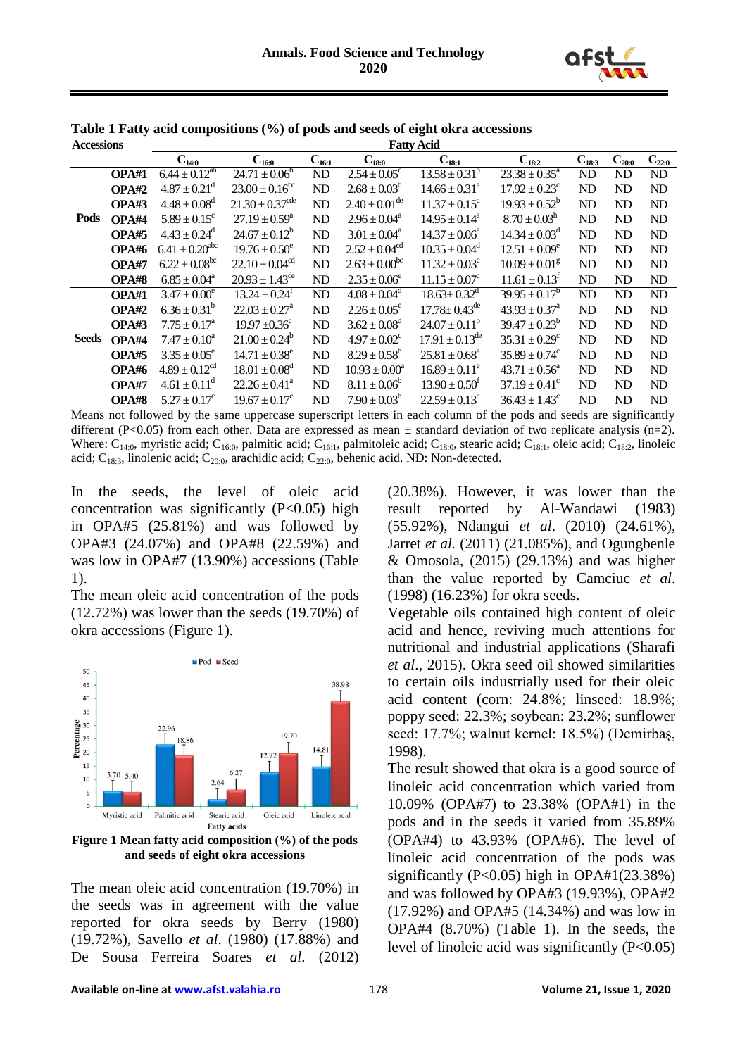**Table 1 Fatty acid compositions (%) of pods and seeds of eight okra accessions**

| Accessions | | Fatty Acid | | | | | | | | |
|---|---|---|---|---|---|---|---|---|---|---|
| | | $C_{14:0}$ | $C_{16:0}$ | $C_{16:1}$ | $C_{18:0}$ | $C_{18:1}$ | $C_{18:2}$ | $C_{18:3}$ | $C_{20:0}$ | $C_{22:0}$ |
| Pods | OPA#1 | $6.44 \pm 0.12^{ab}$ | $24.71 \pm 0.06^{b}$ | ND | $2.54 \pm 0.05^{c}$ | $13.58 \pm 0.31^{b}$ | $23.38 \pm 0.35^{a}$ | ND | ND | ND |
| | OPA#2 | $4.87 \pm 0.21^{d}$ | $23.00 \pm 0.16^{bc}$ | ND | $2.68 \pm 0.03^{b}$ | $14.66 \pm 0.31^{a}$ | $17.92 \pm 0.23^{c}$ | ND | ND | ND |
| | OPA#3 | $4.48 \pm 0.08^{d}$ | $21.30 \pm 0.37^{cde}$ | ND | $2.40 \pm 0.01^{de}$ | $11.37 \pm 0.15^{c}$ | $19.93 \pm 0.52^{b}$ | ND | ND | ND |
| | OPA#4 | $5.89 \pm 0.15^{c}$ | $27.19 \pm 0.59^{a}$ | ND | $2.96 \pm 0.04^{a}$ | $14.95 \pm 0.14^{a}$ | $8.70 \pm 0.03^{h}$ | ND | ND | ND |
| | OPA#5 | $4.43 \pm 0.24^{d}$ | $24.67 \pm 0.12^{b}$ | ND | $3.01 \pm 0.04^{a}$ | $14.37 \pm 0.06^{a}$ | $14.34 \pm 0.03^{d}$ | ND | ND | ND |
| | OPA#6 | $6.41 \pm 0.20^{abc}$ | $19.76 \pm 0.50^{e}$ | ND | $2.52 \pm 0.04^{cd}$ | $10.35 \pm 0.04^{d}$ | $12.51 \pm 0.09^{e}$ | ND | ND | ND |
| | OPA#7 | $6.22 \pm 0.08^{bc}$ | $22.10 \pm 0.04^{cd}$ | ND | $2.63 \pm 0.00^{bc}$ | $11.32 \pm 0.03^{c}$ | $10.09 \pm 0.01^{g}$ | ND | ND | ND |
| | OPA#8 | $6.85 \pm 0.04^{a}$ | $20.93 \pm 1.43^{de}$ | ND | $2.35 \pm 0.06^{e}$ | $11.15 \pm 0.07^{c}$ | $11.61 \pm 0.13^{f}$ | ND | ND | ND |
| Seeds | OPA#1 | $3.47 \pm 0.00^{e}$ | $13.24 \pm 0.24^{f}$ | ND | $4.08 \pm 0.04^{d}$ | $18.63 \pm 0.32^{d}$ | $39.95 \pm 0.17^{b}$ | ND | ND | ND |
| | OPA#2 | $6.36 \pm 0.31^{b}$ | $22.03 \pm 0.27^{a}$ | ND | $2.26 \pm 0.05^{e}$ | $17.78 \pm 0.43^{de}$ | $43.93 \pm 0.37^{a}$ | ND | ND | ND |
| | OPA#3 | $7.75 \pm 0.17^{a}$ | $19.97 \pm 0.36^{c}$ | ND | $3.62 \pm 0.08^{d}$ | $24.07 \pm 0.11^{b}$ | $39.47 \pm 0.23^{b}$ | ND | ND | ND |
| | OPA#4 | $7.47 \pm 0.10^{a}$ | $21.00 \pm 0.24^{b}$ | ND | $4.97 \pm 0.02^{c}$ | $17.91 \pm 0.13^{de}$ | $35.31 \pm 0.29^{c}$ | ND | ND | ND |
| | OPA#5 | $3.35 \pm 0.05^{e}$ | $14.71 \pm 0.38^{e}$ | ND | $8.29 \pm 0.58^{b}$ | $25.81 \pm 0.68^{a}$ | $35.89 \pm 0.74^{c}$ | ND | ND | ND |
| | OPA#6 | $4.89 \pm 0.12^{cd}$ | $18.01 \pm 0.08^{d}$ | ND | $10.93 \pm 0.00^{a}$ | $16.89 \pm 0.11^{e}$ | $43.71 \pm 0.56^{a}$ | ND | ND | ND |
| | OPA#7 | $4.61 \pm 0.11^{d}$ | $22.26 \pm 0.41^{a}$ | ND | $8.11 \pm 0.06^{b}$ | $13.90 \pm 0.50^{f}$ | $37.19 \pm 0.41^{c}$ | ND | ND | ND |
| | OPA#8 | $5.27 \pm 0.17^{c}$ | $19.67 \pm 0.17^{c}$ | ND | $7.90 \pm 0.03^{b}$ | $22.59 \pm 0.13^{c}$ | $36.43 \pm 1.43^{c}$ | ND | ND | ND |

Means not followed by the same uppercase superscript letters in each column of the pods and seeds are significantly different (P<0.05) from each other. Data are expressed as mean ± standard deviation of two replicate analysis (n=2). Where: $C_{14:0}$, myristic acid; $C_{16:0}$, palmitic acid; $C_{16:1}$, palmitoleic acid; $C_{18:0}$, stearic acid; $C_{18:1}$, oleic acid; $C_{18:2}$, linoleic acid; $C_{18:3}$, linolenic acid; $C_{20:0}$, arachidic acid; $C_{22:0}$, behenic acid. ND: Non-detected.

In the seeds, the level of oleic acid concentration was significantly (P<0.05) high in OPA#5 (25.81%) and was followed by OPA#3 (24.07%) and OPA#8 (22.59%) and was low in OPA#7 (13.90%) accessions (Table 1).

The mean oleic acid concentration of the pods (12.72%) was lower than the seeds (19.70%) of okra accessions (Figure 1).

**Figure 1 Mean fatty acid composition (%) of the pods and seeds of eight okra accessions**

The mean oleic acid concentration (19.70%) in the seeds was in agreement with the value reported for okra seeds by Berry (1980) (19.72%), Savello *et al.* (1980) (17.88%) and De Sousa Ferreira Soares *et al*. (2012) (20.38%). However, it was lower than the result reported by Al-Wandawi (1983) (55.92%), Ndangui *et al*. (2010) (24.61%), Jarret *et al.* (2011) (21.085%), and Ogungbenle & Omosola, (2015) (29.13%) and was higher than the value reported by Camciuc *et al*. (1998) (16.23%) for okra seeds.

Vegetable oils contained high content of oleic acid and hence, reviving much attentions for nutritional and industrial applications (Sharafi *et al*., 2015). Okra seed oil showed similarities to certain oils industrially used for their oleic acid content (corn: 24.8%; linseed: 18.9%; poppy seed: 22.3%; soybean: 23.2%; sunflower seed: 17.7%; walnut kernel: 18.5%) (Demirbaş, 1998).

The result showed that okra is a good source of linoleic acid concentration which varied from 10.09% (OPA#7) to 23.38% (OPA#1) in the pods and in the seeds it varied from 35.89% (OPA#4) to 43.93% (OPA#6). The level of linoleic acid concentration of the pods was significantly (P<0.05) high in OPA#1(23.38%) and was followed by OPA#3 (19.93%), OPA#2 (17.92%) and OPA#5 (14.34%) and was low in OPA#4 (8.70%) (Table 1). In the seeds, the level of linoleic acid was significantly (P<0.05)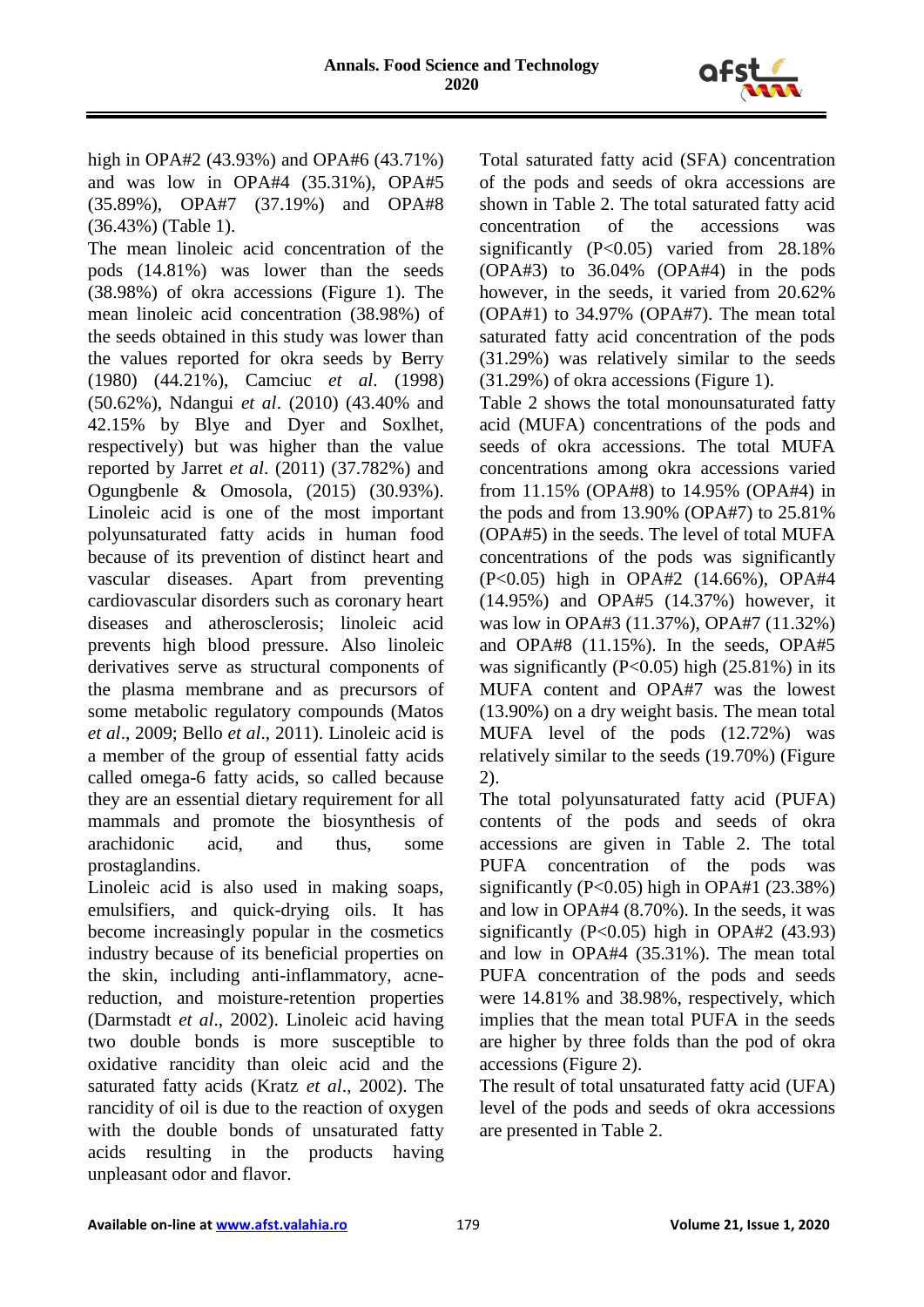high in OPA#2 (43.93%) and OPA#6 (43.71%) and was low in OPA#4 (35.31%), OPA#5 (35.89%), OPA#7 (37.19%) and OPA#8 (36.43%) (Table 1).

The mean linoleic acid concentration of the pods (14.81%) was lower than the seeds (38.98%) of okra accessions (Figure 1). The mean linoleic acid concentration (38.98%) of the seeds obtained in this study was lower than the values reported for okra seeds by Berry (1980) (44.21%), Camciuc *et al*. (1998) (50.62%), Ndangui *et al*. (2010) (43.40% and 42.15% by Blye and Dyer and Soxlhet, respectively) but was higher than the value reported by Jarret *et al*. (2011) (37.782%) and Ogungbenle & Omosola, (2015) (30.93%). Linoleic acid is one of the most important polyunsaturated fatty acids in human food because of its prevention of distinct heart and vascular diseases. Apart from preventing cardiovascular disorders such as coronary heart diseases and atherosclerosis; linoleic acid prevents high blood pressure. Also linoleic derivatives serve as structural components of the plasma membrane and as precursors of some metabolic regulatory compounds (Matos *et al*., 2009; Bello *et al*., 2011). Linoleic acid is a member of the group of essential fatty acids called omega-6 fatty acids, so called because they are an essential dietary requirement for all mammals and promote the biosynthesis of arachidonic acid, and thus, some prostaglandins.

Linoleic acid is also used in making soaps, emulsifiers, and quick-drying oils. It has become increasingly popular in the cosmetics industry because of its beneficial properties on the skin, including anti-inflammatory, acne-reduction, and moisture-retention properties (Darmstadt *et al*., 2002). Linoleic acid having two double bonds is more susceptible to oxidative rancidity than oleic acid and the saturated fatty acids (Kratz *et al*., 2002). The rancidity of oil is due to the reaction of oxygen with the double bonds of unsaturated fatty acids resulting in the products having unpleasant odor and flavor.

Total saturated fatty acid (SFA) concentration of the pods and seeds of okra accessions are shown in Table 2. The total saturated fatty acid concentration of the accessions was significantly ($P<0.05$) varied from 28.18% (OPA#3) to 36.04% (OPA#4) in the pods however, in the seeds, it varied from 20.62% (OPA#1) to 34.97% (OPA#7). The mean total saturated fatty acid concentration of the pods (31.29%) was relatively similar to the seeds (31.29%) of okra accessions (Figure 1).

Table 2 shows the total monounsaturated fatty acid (MUFA) concentrations of the pods and seeds of okra accessions. The total MUFA concentrations among okra accessions varied from 11.15% (OPA#8) to 14.95% (OPA#4) in the pods and from 13.90% (OPA#7) to 25.81% (OPA#5) in the seeds. The level of total MUFA concentrations of the pods was significantly ($P<0.05$) high in OPA#2 (14.66%), OPA#4 (14.95%) and OPA#5 (14.37%) however, it was low in OPA#3 (11.37%), OPA#7 (11.32%) and OPA#8 (11.15%). In the seeds, OPA#5 was significantly ($P<0.05$) high (25.81%) in its MUFA content and OPA#7 was the lowest (13.90%) on a dry weight basis. The mean total MUFA level of the pods (12.72%) was relatively similar to the seeds (19.70%) (Figure 2).

The total polyunsaturated fatty acid (PUFA) contents of the pods and seeds of okra accessions are given in Table 2. The total PUFA concentration of the pods was significantly ($P<0.05$) high in OPA#1 (23.38%) and low in OPA#4 (8.70%). In the seeds, it was significantly ($P<0.05$) high in OPA#2 (43.93) and low in OPA#4 (35.31%). The mean total PUFA concentration of the pods and seeds were 14.81% and 38.98%, respectively, which implies that the mean total PUFA in the seeds are higher by three folds than the pod of okra accessions (Figure 2).

The result of total unsaturated fatty acid (UFA) level of the pods and seeds of okra accessions are presented in Table 2.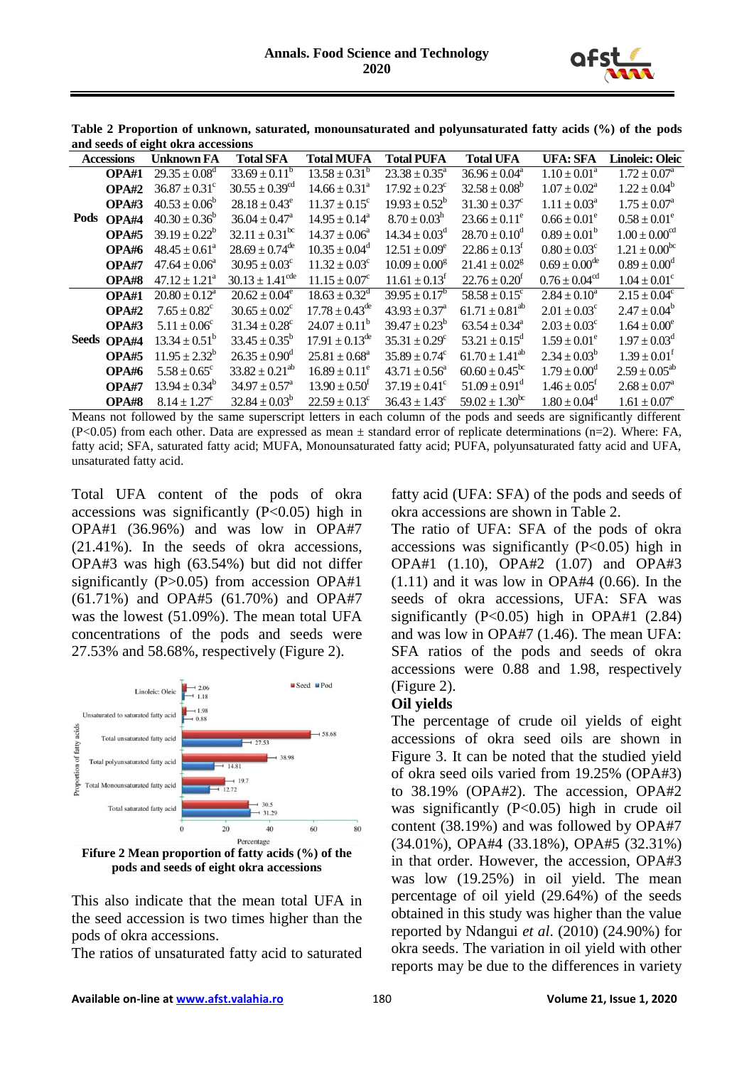**Table 2 Proportion of unknown, saturated, monounsaturated and polyunsaturated fatty acids (%) of the pods and seeds of eight okra accessions**

| Accessions | | Unknown FA | Total SFA | Total MUFA | Total PUFA | Total UFA | UFA: SFA | Linoleic: Oleic |
|---|---|---|---|---|---|---|---|---|
| Pods | OPA#1 | $29.35 \pm 0.08^{d}$ | $33.69 \pm 0.11^{b}$ | $13.58 \pm 0.31^{b}$ | $23.38 \pm 0.35^{a}$ | $36.96 \pm 0.04^{a}$ | $1.10 \pm 0.01^{a}$ | $1.72 \pm 0.07^{a}$ |
| | OPA#2 | $36.87 \pm 0.31^{c}$ | $30.55 \pm 0.39^{cd}$ | $14.66 \pm 0.31^{a}$ | $17.92 \pm 0.23^{c}$ | $32.58 \pm 0.08^{b}$ | $1.07 \pm 0.02^{a}$ | $1.22 \pm 0.04^{b}$ |
| | OPA#3 | $40.53 \pm 0.06^{b}$ | $28.18 \pm 0.43^{e}$ | $11.37 \pm 0.15^{c}$ | $19.93 \pm 0.52^{b}$ | $31.30 \pm 0.37^{c}$ | $1.11 \pm 0.03^{a}$ | $1.75 \pm 0.07^{a}$ |
| | OPA#4 | $40.30 \pm 0.36^{b}$ | $36.04 \pm 0.47^{a}$ | $14.95 \pm 0.14^{a}$ | $8.70 \pm 0.03^{h}$ | $23.66 \pm 0.11^{e}$ | $0.66 \pm 0.01^{e}$ | $0.58 \pm 0.01^{e}$ |
| | OPA#5 | $39.19 \pm 0.22^{b}$ | $32.11 \pm 0.31^{bc}$ | $14.37 \pm 0.06^{a}$ | $14.34 \pm 0.03^{d}$ | $28.70 \pm 0.10^{d}$ | $0.89 \pm 0.01^{b}$ | $1.00 \pm 0.00^{cd}$ |
| | OPA#6 | $48.45 \pm 0.61^{a}$ | $28.69 \pm 0.74^{de}$ | $10.35 \pm 0.04^{d}$ | $12.51 \pm 0.09^{e}$ | $22.86 \pm 0.13^{f}$ | $0.80 \pm 0.03^{c}$ | $1.21 \pm 0.00^{bc}$ |
| | OPA#7 | $47.64 \pm 0.06^{a}$ | $30.95 \pm 0.03^{c}$ | $11.32 \pm 0.03^{c}$ | $10.09 \pm 0.00^{g}$ | $21.41 \pm 0.02^{g}$ | $0.69 \pm 0.00^{de}$ | $0.89 \pm 0.00^{d}$ |
| | OPA#8 | $47.12 \pm 1.21^{a}$ | $30.13 \pm 1.41^{cde}$ | $11.15 \pm 0.07^{c}$ | $11.61 \pm 0.13^{f}$ | $22.76 \pm 0.20^{f}$ | $0.76 \pm 0.04^{cd}$ | $1.04 \pm 0.01^{c}$ |
| Seeds | OPA#1 | $20.80 \pm 0.12^{a}$ | $20.62 \pm 0.04^{e}$ | $18.63 \pm 0.32^{d}$ | $39.95 \pm 0.17^{b}$ | $58.58 \pm 0.15^{c}$ | $2.84 \pm 0.10^{a}$ | $2.15 \pm 0.04^{c}$ |
| | OPA#2 | $7.65 \pm 0.82^{c}$ | $30.65 \pm 0.02^{c}$ | $17.78 \pm 0.43^{de}$ | $43.93 \pm 0.37^{a}$ | $61.71 \pm 0.81^{ab}$ | $2.01 \pm 0.03^{c}$ | $2.47 \pm 0.04^{b}$ |
| | OPA#3 | $5.11 \pm 0.06^{c}$ | $31.34 \pm 0.28^{c}$ | $24.07 \pm 0.11^{b}$ | $39.47 \pm 0.23^{b}$ | $63.54 \pm 0.34^{a}$ | $2.03 \pm 0.03^{c}$ | $1.64 \pm 0.00^{e}$ |
| | OPA#4 | $13.34 \pm 0.51^{b}$ | $33.45 \pm 0.35^{b}$ | $17.91 \pm 0.13^{de}$ | $35.31 \pm 0.29^{c}$ | $53.21 \pm 0.15^{d}$ | $1.59 \pm 0.01^{e}$ | $1.97 \pm 0.03^{d}$ |
| | OPA#5 | $11.95 \pm 2.32^{b}$ | $26.35 \pm 0.90^{d}$ | $25.81 \pm 0.68^{a}$ | $35.89 \pm 0.74^{c}$ | $61.70 \pm 1.41^{ab}$ | $2.34 \pm 0.03^{b}$ | $1.39 \pm 0.01^{f}$ |
| | OPA#6 | $5.58 \pm 0.65^{c}$ | $33.82 \pm 0.21^{ab}$ | $16.89 \pm 0.11^{e}$ | $43.71 \pm 0.56^{a}$ | $60.60 \pm 0.45^{bc}$ | $1.79 \pm 0.00^{d}$ | $2.59 \pm 0.05^{ab}$ |
| | OPA#7 | $13.94 \pm 0.34^{b}$ | $34.97 \pm 0.57^{a}$ | $13.90 \pm 0.50^{f}$ | $37.19 \pm 0.41^{c}$ | $51.09 \pm 0.91^{d}$ | $1.46 \pm 0.05^{f}$ | $2.68 \pm 0.07^{a}$ |
| | OPA#8 | $8.14 \pm 1.27^{c}$ | $32.84 \pm 0.03^{b}$ | $22.59 \pm 0.13^{c}$ | $36.43 \pm 1.43^{c}$ | $59.02 \pm 1.30^{bc}$ | $1.80 \pm 0.04^{d}$ | $1.61 \pm 0.07^{e}$ |

Means not followed by the same superscript letters in each column of the pods and seeds are significantly different ($P<0.05$) from each other. Data are expressed as mean ± standard error of replicate determinations (n=2). Where: FA, fatty acid; SFA, saturated fatty acid; MUFA, Monounsaturated fatty acid; PUFA, polyunsaturated fatty acid and UFA, unsaturated fatty acid.

Total UFA content of the pods of okra accessions was significantly ($P<0.05$) high in OPA#1 (36.96%) and was low in OPA#7 (21.41%). In the seeds of okra accessions, OPA#3 was high (63.54%) but did not differ significantly ($P>0.05$) from accession OPA#1 (61.71%) and OPA#5 (61.70%) and OPA#7 was the lowest (51.09%). The mean total UFA concentrations of the pods and seeds were 27.53% and 58.68%, respectively (Figure 2).

**Fifure 2 Mean proportion of fatty acids (%) of the pods and seeds of eight okra accessions**

This also indicate that the mean total UFA in the seed accession is two times higher than the pods of okra accessions.

The ratios of unsaturated fatty acid to saturated fatty acid (UFA: SFA) of the pods and seeds of okra accessions are shown in Table 2.

The ratio of UFA: SFA of the pods of okra accessions was significantly ($P<0.05$) high in OPA#1 (1.10), OPA#2 (1.07) and OPA#3 (1.11) and it was low in OPA#4 (0.66). In the seeds of okra accessions, UFA: SFA was significantly ($P<0.05$) high in OPA#1 (2.84) and was low in OPA#7 (1.46). The mean UFA: SFA ratios of the pods and seeds of okra accessions were 0.88 and 1.98, respectively (Figure 2).

**Oil yields**

The percentage of crude oil yields of eight accessions of okra seed oils are shown in Figure 3. It can be noted that the studied yield of okra seed oils varied from 19.25% (OPA#3) to 38.19% (OPA#2). The accession, OPA#2 was significantly ($P<0.05$) high in crude oil content (38.19%) and was followed by OPA#7 (34.01%), OPA#4 (33.18%), OPA#5 (32.31%) in that order. However, the accession, OPA#3 was low (19.25%) in oil yield. The mean percentage of oil yield (29.64%) of the seeds obtained in this study was higher than the value reported by Ndangui *et al.* (2010) (24.90%) for okra seeds. The variation in oil yield with other reports may be due to the differences in variety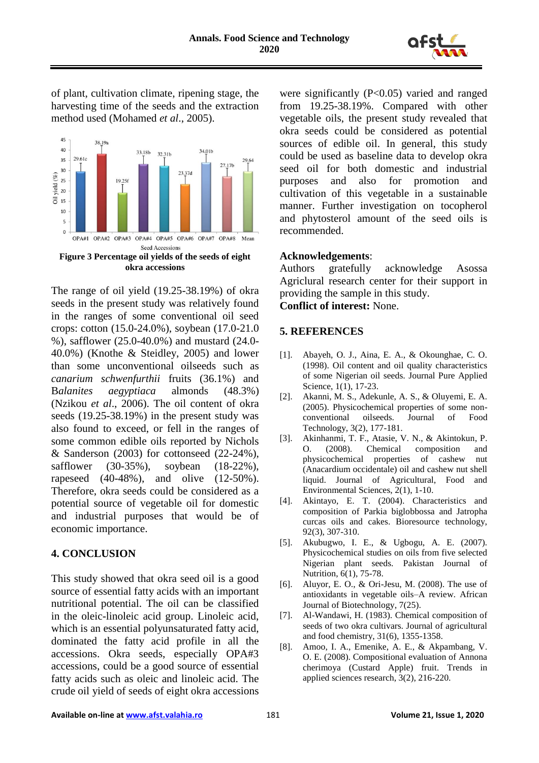of plant, cultivation climate, ripening stage, the harvesting time of the seeds and the extraction method used (Mohamed *et al*., 2005).

**Figure 3 Percentage oil yields of the seeds of eight okra accessions**

The range of oil yield (19.25-38.19%) of okra seeds in the present study was relatively found in the ranges of some conventional oil seed crops: cotton (15.0-24.0%), soybean (17.0-21.0 %), safflower (25.0-40.0%) and mustard (24.0-40.0%) (Knothe & Steidley, 2005) and lower than some unconventional oilseeds such as *canarium schwenfurthii* fruits (36.1%) and B*alanites aegyptiaca* almonds (48.3%) (Nzikou *et al*., 2006). The oil content of okra seeds (19.25-38.19%) in the present study was also found to exceed, or fell in the ranges of some common edible oils reported by Nichols & Sanderson (2003) for cottonseed (22-24%), safflower (30-35%), soybean (18-22%), rapeseed (40-48%), and olive (12-50%). Therefore, okra seeds could be considered as a potential source of vegetable oil for domestic and industrial purposes that would be of economic importance.

## 4. CONCLUSION

This study showed that okra seed oil is a good source of essential fatty acids with an important nutritional potential. The oil can be classified in the oleic-linoleic acid group. Linoleic acid, which is an essential polyunsaturated fatty acid, dominated the fatty acid profile in all the accessions. Okra seeds, especially OPA#3 accessions, could be a good source of essential fatty acids such as oleic and linoleic acid. The crude oil yield of seeds of eight okra accessions were significantly ($P<0.05$) varied and ranged from 19.25-38.19%. Compared with other vegetable oils, the present study revealed that okra seeds could be considered as potential sources of edible oil. In general, this study could be used as baseline data to develop okra seed oil for both domestic and industrial purposes and also for promotion and cultivation of this vegetable in a sustainable manner. Further investigation on tocopherol and phytosterol amount of the seed oils is recommended.

**Acknowledgements**:
Authors gratefully acknowledge Asossa Agriclural research center for their support in providing the sample in this study.
**Conflict of interest:** None.

## 5. REFERENCES

[1]. Abayeh, O. J., Aina, E. A., & Okounghae, C. O. (1998). Oil content and oil quality characteristics of some Nigerian oil seeds. Journal Pure Applied Science, 1(1), 17-23.

[2]. Akanni, M. S., Adekunle, A. S., & Oluyemi, E. A. (2005). Physicochemical properties of some non-conventional oilseeds. Journal of Food Technology, 3(2), 177-181.

[3]. Akinhanmi, T. F., Atasie, V. N., & Akintokun, P. O. (2008). Chemical composition and physicochemical properties of cashew nut (Anacardium occidentale) oil and cashew nut shell liquid. Journal of Agricultural, Food and Environmental Sciences, 2(1), 1-10.

[4]. Akintayo, E. T. (2004). Characteristics and composition of Parkia biglobbossa and Jatropha curcas oils and cakes. Bioresource technology, 92(3), 307-310.

[5]. Akubugwo, I. E., & Ugbogu, A. E. (2007). Physicochemical studies on oils from five selected Nigerian plant seeds. Pakistan Journal of Nutrition, 6(1), 75-78.

[6]. Aluyor, E. O., & Ori-Jesu, M. (2008). The use of antioxidants in vegetable oils–A review. African Journal of Biotechnology, 7(25).

[7]. Al-Wandawi, H. (1983). Chemical composition of seeds of two okra cultivars. Journal of agricultural and food chemistry, 31(6), 1355-1358.

[8]. Amoo, I. A., Emenike, A. E., & Akpambang, V. O. E. (2008). Compositional evaluation of Annona cherimoya (Custard Apple) fruit. Trends in applied sciences research, 3(2), 216-220.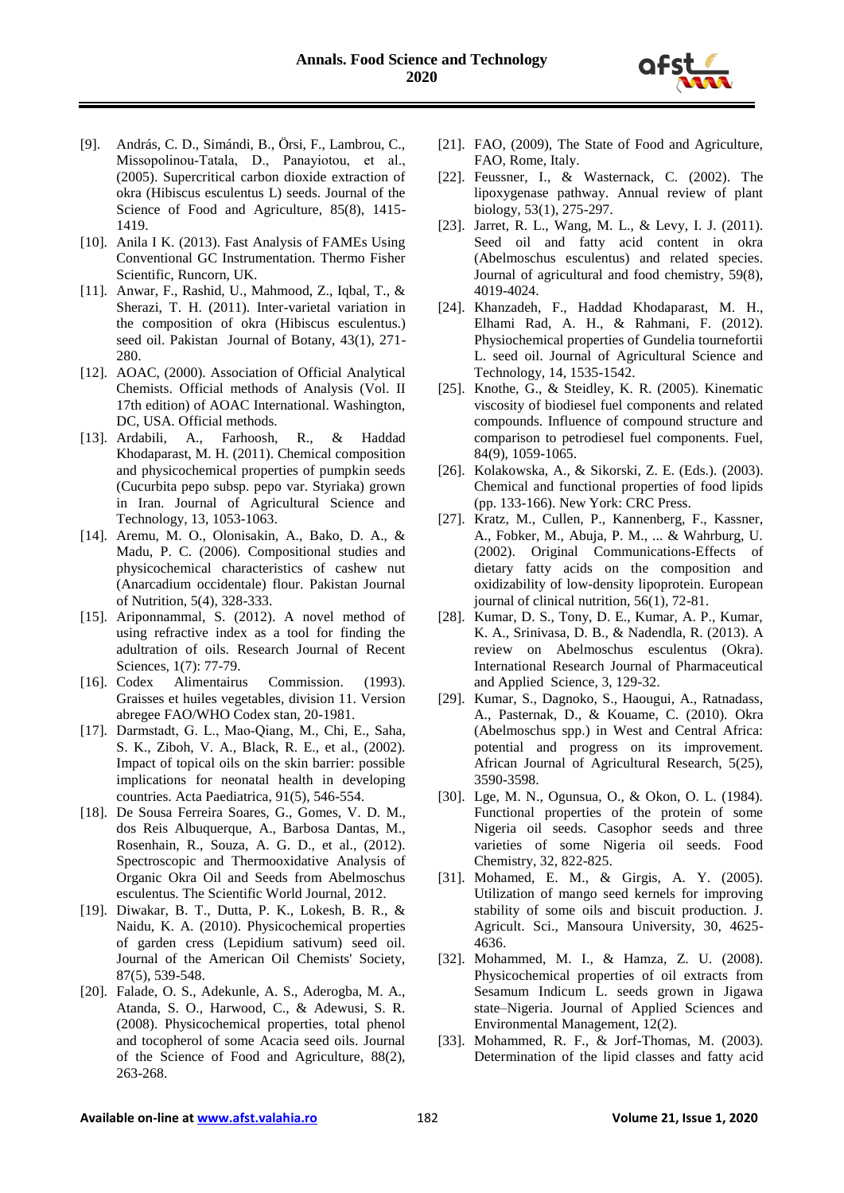[9]. András, C. D., Simándi, B., Örsi, F., Lambrou, C., Missopolinou-Tatala, D., Panayiotou, et al., (2005). Supercritical carbon dioxide extraction of okra (Hibiscus esculentus L) seeds. Journal of the Science of Food and Agriculture, 85(8), 1415-1419.

[10]. Anila I K. (2013). Fast Analysis of FAMEs Using Conventional GC Instrumentation. Thermo Fisher Scientific, Runcorn, UK.

[11]. Anwar, F., Rashid, U., Mahmood, Z., Iqbal, T., & Sherazi, T. H. (2011). Inter-varietal variation in the composition of okra (Hibiscus esculentus.) seed oil. Pakistan Journal of Botany, 43(1), 271-280.

[12]. AOAC, (2000). Association of Official Analytical Chemists. Official methods of Analysis (Vol. II 17th edition) of AOAC International. Washington, DC, USA. Official methods.

[13]. Ardabili, A., Farhoosh, R., & Haddad Khodaparast, M. H. (2011). Chemical composition and physicochemical properties of pumpkin seeds (Cucurbita pepo subsp. pepo var. Styriaka) grown in Iran. Journal of Agricultural Science and Technology, 13, 1053-1063.

[14]. Aremu, M. O., Olonisakin, A., Bako, D. A., & Madu, P. C. (2006). Compositional studies and physicochemical characteristics of cashew nut (Anarcadium occidentale) flour. Pakistan Journal of Nutrition, 5(4), 328-333.

[15]. Ariponnammal, S. (2012). A novel method of using refractive index as a tool for finding the adultration of oils. Research Journal of Recent Sciences, 1(7): 77-79.

[16]. Codex Alimentairus Commission. (1993). Graisses et huiles vegetables, division 11. Version abregee FAO/WHO Codex stan, 20-1981.

[17]. Darmstadt, G. L., Mao-Qiang, M., Chi, E., Saha, S. K., Ziboh, V. A., Black, R. E., et al., (2002). Impact of topical oils on the skin barrier: possible implications for neonatal health in developing countries. Acta Paediatrica, 91(5), 546-554.

[18]. De Sousa Ferreira Soares, G., Gomes, V. D. M., dos Reis Albuquerque, A., Barbosa Dantas, M., Rosenhain, R., Souza, A. G. D., et al., (2012). Spectroscopic and Thermooxidative Analysis of Organic Okra Oil and Seeds from Abelmoschus esculentus. The Scientific World Journal, 2012.

[19]. Diwakar, B. T., Dutta, P. K., Lokesh, B. R., & Naidu, K. A. (2010). Physicochemical properties of garden cress (Lepidium sativum) seed oil. Journal of the American Oil Chemists' Society, 87(5), 539-548.

[20]. Falade, O. S., Adekunle, A. S., Aderogba, M. A., Atanda, S. O., Harwood, C., & Adewusi, S. R. (2008). Physicochemical properties, total phenol and tocopherol of some Acacia seed oils. Journal of the Science of Food and Agriculture, 88(2), 263-268.

[21]. FAO, (2009), The State of Food and Agriculture, FAO, Rome, Italy.

[22]. Feussner, I., & Wasternack, C. (2002). The lipoxygenase pathway. Annual review of plant biology, 53(1), 275-297.

[23]. Jarret, R. L., Wang, M. L., & Levy, I. J. (2011). Seed oil and fatty acid content in okra (Abelmoschus esculentus) and related species. Journal of agricultural and food chemistry, 59(8), 4019-4024.

[24]. Khanzadeh, F., Haddad Khodaparast, M. H., Elhami Rad, A. H., & Rahmani, F. (2012). Physiochemical properties of Gundelia tournefortii L. seed oil. Journal of Agricultural Science and Technology, 14, 1535-1542.

[25]. Knothe, G., & Steidley, K. R. (2005). Kinematic viscosity of biodiesel fuel components and related compounds. Influence of compound structure and comparison to petrodiesel fuel components. Fuel, 84(9), 1059-1065.

[26]. Kolakowska, A., & Sikorski, Z. E. (Eds.). (2003). Chemical and functional properties of food lipids (pp. 133-166). New York: CRC Press.

[27]. Kratz, M., Cullen, P., Kannenberg, F., Kassner, A., Fobker, M., Abuja, P. M., ... & Wahrburg, U. (2002). Original Communications-Effects of dietary fatty acids on the composition and oxidizability of low-density lipoprotein. European journal of clinical nutrition, 56(1), 72-81.

[28]. Kumar, D. S., Tony, D. E., Kumar, A. P., Kumar, K. A., Srinivasa, D. B., & Nadendla, R. (2013). A review on Abelmoschus esculentus (Okra). International Research Journal of Pharmaceutical and Applied Science, 3, 129-32.

[29]. Kumar, S., Dagnoko, S., Haougui, A., Ratnadass, A., Pasternak, D., & Kouame, C. (2010). Okra (Abelmoschus spp.) in West and Central Africa: potential and progress on its improvement. African Journal of Agricultural Research, 5(25), 3590-3598.

[30]. Lge, M. N., Ogunsua, O., & Okon, O. L. (1984). Functional properties of the protein of some Nigeria oil seeds. Casophor seeds and three varieties of some Nigeria oil seeds. Food Chemistry, 32, 822-825.

[31]. Mohamed, E. M., & Girgis, A. Y. (2005). Utilization of mango seed kernels for improving stability of some oils and biscuit production. J. Agricult. Sci., Mansoura University, 30, 4625-4636.

[32]. Mohammed, M. I., & Hamza, Z. U. (2008). Physicochemical properties of oil extracts from Sesamum Indicum L. seeds grown in Jigawa state–Nigeria. Journal of Applied Sciences and Environmental Management, 12(2).

[33]. Mohammed, R. F., & Jorf-Thomas, M. (2003). Determination of the lipid classes and fatty acid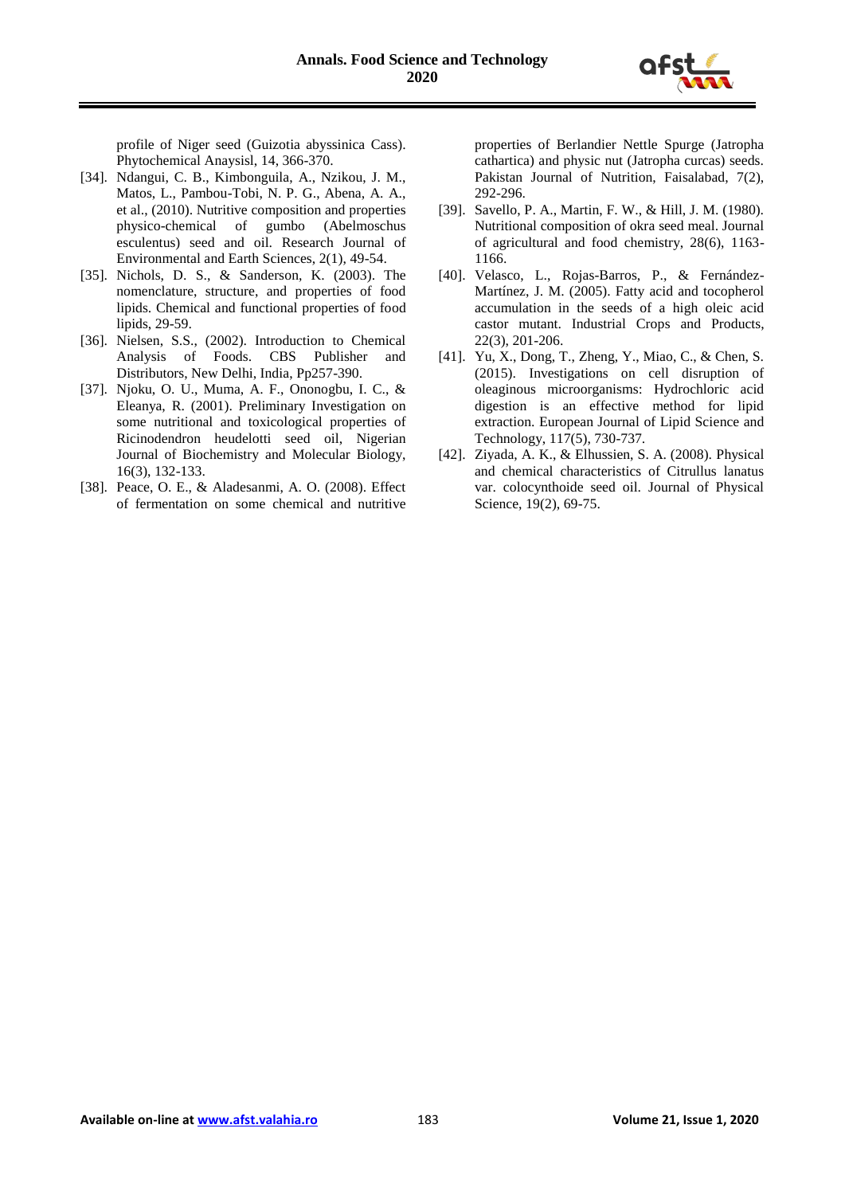profile of Niger seed (Guizotia abyssinica Cass). Phytochemical Anaysisl, 14, 366-370.

[34]. Ndangui, C. B., Kimbonguila, A., Nzikou, J. M., Matos, L., Pambou-Tobi, N. P. G., Abena, A. A., et al., (2010). Nutritive composition and properties physico-chemical of gumbo (Abelmoschus esculentus) seed and oil. Research Journal of Environmental and Earth Sciences, 2(1), 49-54.

[35]. Nichols, D. S., & Sanderson, K. (2003). The nomenclature, structure, and properties of food lipids. Chemical and functional properties of food lipids, 29-59.

[36]. Nielsen, S.S., (2002). Introduction to Chemical Analysis of Foods. CBS Publisher and Distributors, New Delhi, India, Pp257-390.

[37]. Njoku, O. U., Muma, A. F., Ononogbu, I. C., & Eleanya, R. (2001). Preliminary Investigation on some nutritional and toxicological properties of Ricinodendron heudelotti seed oil, Nigerian Journal of Biochemistry and Molecular Biology, 16(3), 132-133.

[38]. Peace, O. E., & Aladesanmi, A. O. (2008). Effect of fermentation on some chemical and nutritive properties of Berlandier Nettle Spurge (Jatropha cathartica) and physic nut (Jatropha curcas) seeds. Pakistan Journal of Nutrition, Faisalabad, 7(2), 292-296.

[39]. Savello, P. A., Martin, F. W., & Hill, J. M. (1980). Nutritional composition of okra seed meal. Journal of agricultural and food chemistry, 28(6), 1163-1166.

[40]. Velasco, L., Rojas-Barros, P., & Fernández-Martínez, J. M. (2005). Fatty acid and tocopherol accumulation in the seeds of a high oleic acid castor mutant. Industrial Crops and Products, 22(3), 201-206.

[41]. Yu, X., Dong, T., Zheng, Y., Miao, C., & Chen, S. (2015). Investigations on cell disruption of oleaginous microorganisms: Hydrochloric acid digestion is an effective method for lipid extraction. European Journal of Lipid Science and Technology, 117(5), 730-737.

[42]. Ziyada, A. K., & Elhussien, S. A. (2008). Physical and chemical characteristics of Citrullus lanatus var. colocynthoide seed oil. Journal of Physical Science, 19(2), 69-75.